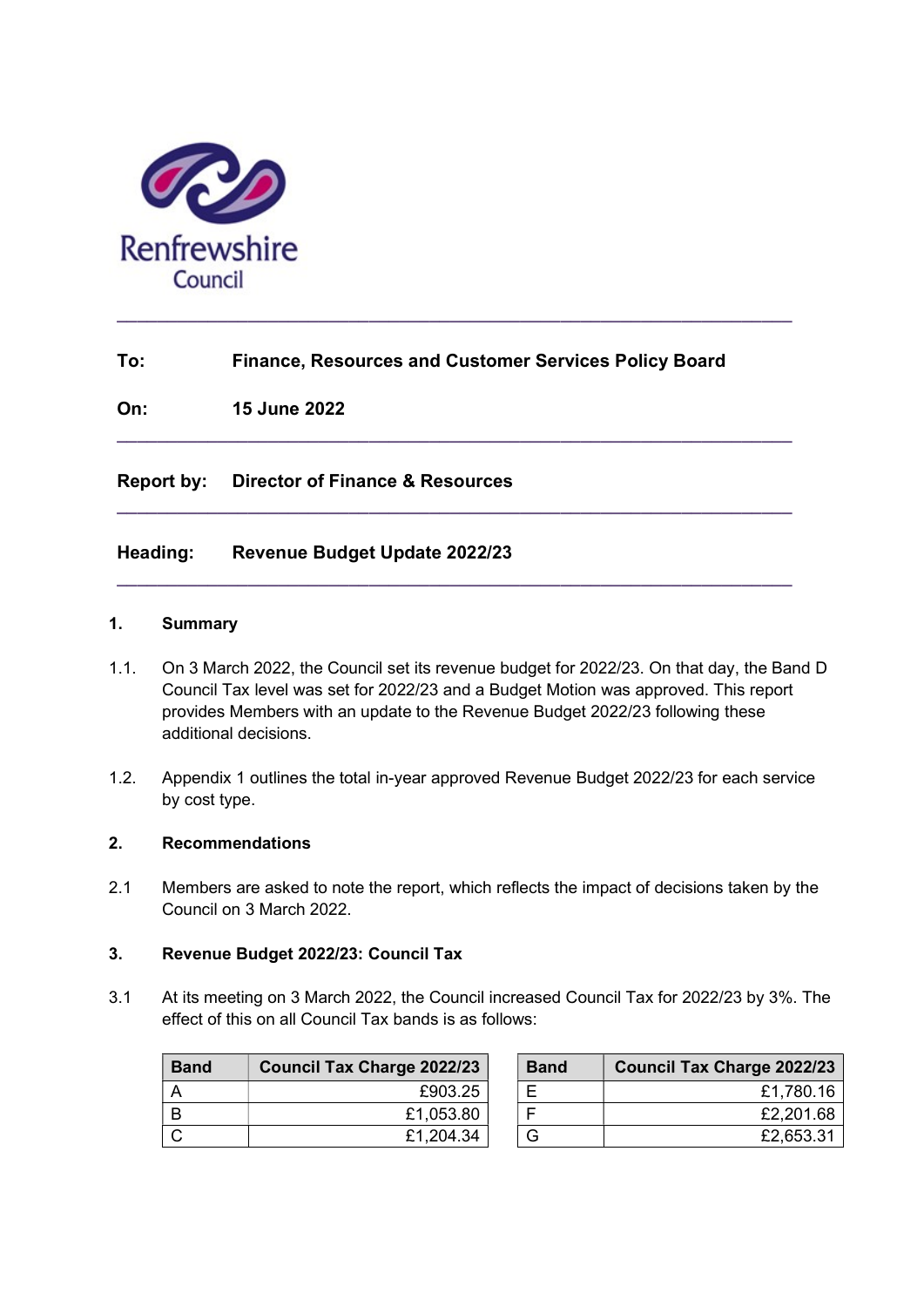Renfrewshire Council

---

**To:** Finance, Resources and Customer Services Policy Board

**On:** 15 June 2022

---

**Report by:** Director of Finance & Resources

---

**Heading:** Revenue Budget Update 2022/23

---

## 1. Summary

1.1. On 3 March 2022, the Council set its revenue budget for 2022/23. On that day, the Band D Council Tax level was set for 2022/23 and a Budget Motion was approved. This report provides Members with an update to the Revenue Budget 2022/23 following these additional decisions.

1.2. Appendix 1 outlines the total in-year approved Revenue Budget 2022/23 for each service by cost type.

## 2. Recommendations

2.1 Members are asked to note the report, which reflects the impact of decisions taken by the Council on 3 March 2022.

## 3. Revenue Budget 2022/23: Council Tax

3.1 At its meeting on 3 March 2022, the Council increased Council Tax for 2022/23 by 3%. The effect of this on all Council Tax bands is as follows:

| Band | Council Tax Charge 2022/23 |
|---|---|
| A | £903.25 |
| B | £1,053.80 |
| C | £1,204.34 |

| Band | Council Tax Charge 2022/23 |
|---|---|
| E | £1,780.16 |
| F | £2,201.68 |
| G | £2,653.31 |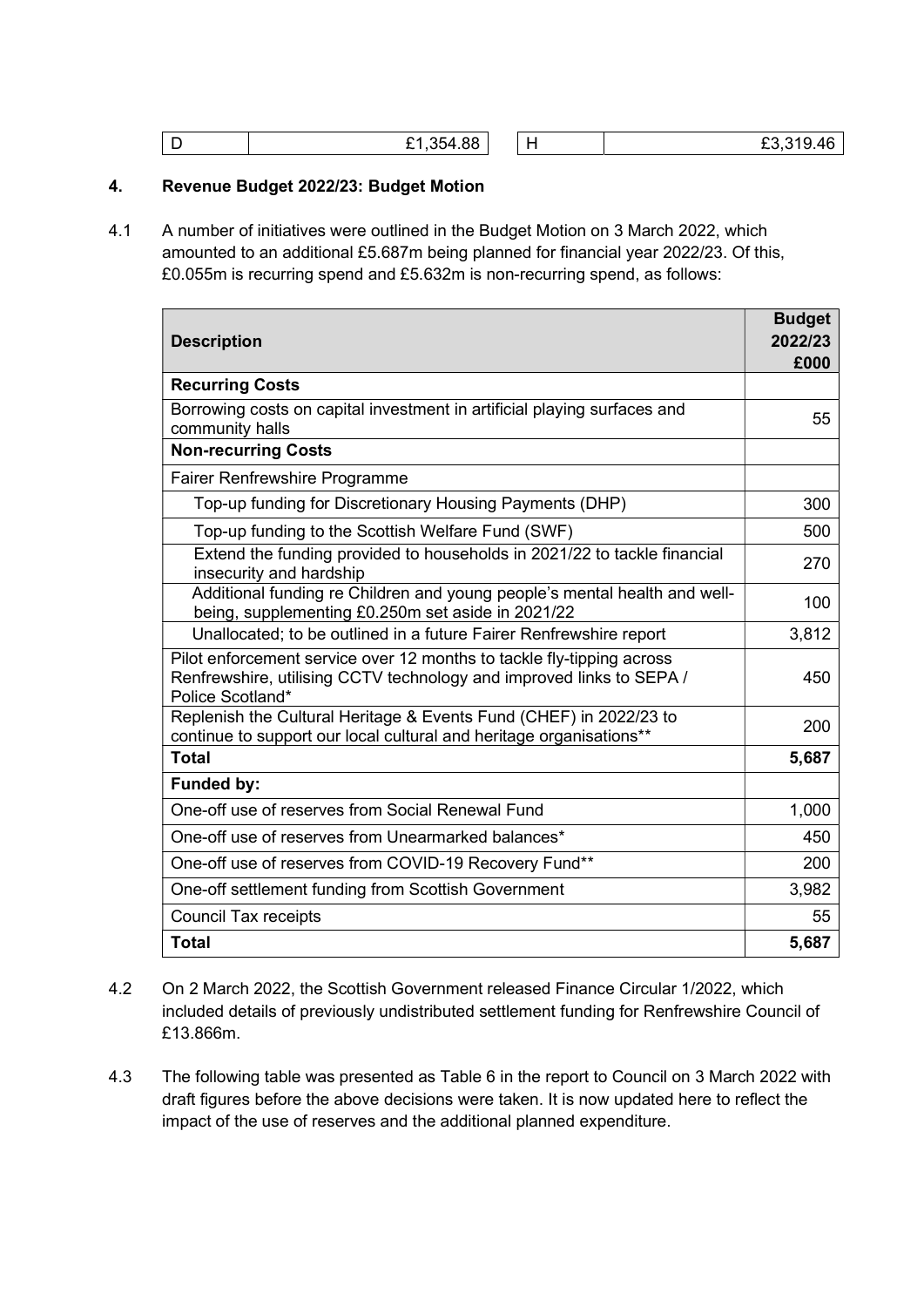| D | £1,354.88 | H | £3,319.46 |
|---|---|---|---|

## 4. Revenue Budget 2022/23: Budget Motion

4.1 A number of initiatives were outlined in the Budget Motion on 3 March 2022, which amounted to an additional £5.687m being planned for financial year 2022/23. Of this, £0.055m is recurring spend and £5.632m is non-recurring spend, as follows:

| Description | Budget 2022/23 £000 |
|---|---|
| **Recurring Costs** | |
| Borrowing costs on capital investment in artificial playing surfaces and community halls | 55 |
| **Non-recurring Costs** | |
| Fairer Renfrewshire Programme | |
| Top-up funding for Discretionary Housing Payments (DHP) | 300 |
| Top-up funding to the Scottish Welfare Fund (SWF) | 500 |
| Extend the funding provided to households in 2021/22 to tackle financial insecurity and hardship | 270 |
| Additional funding re Children and young people's mental health and well-being, supplementing £0.250m set aside in 2021/22 | 100 |
| Unallocated; to be outlined in a future Fairer Renfrewshire report | 3,812 |
| Pilot enforcement service over 12 months to tackle fly-tipping across Renfrewshire, utilising CCTV technology and improved links to SEPA / Police Scotland* | 450 |
| Replenish the Cultural Heritage & Events Fund (CHEF) in 2022/23 to continue to support our local cultural and heritage organisations** | 200 |
| **Total** | **5,687** |
| **Funded by:** | |
| One-off use of reserves from Social Renewal Fund | 1,000 |
| One-off use of reserves from Unearmarked balances* | 450 |
| One-off use of reserves from COVID-19 Recovery Fund** | 200 |
| One-off settlement funding from Scottish Government | 3,982 |
| Council Tax receipts | 55 |
| **Total** | **5,687** |

4.2 On 2 March 2022, the Scottish Government released Finance Circular 1/2022, which included details of previously undistributed settlement funding for Renfrewshire Council of £13.866m.

4.3 The following table was presented as Table 6 in the report to Council on 3 March 2022 with draft figures before the above decisions were taken. It is now updated here to reflect the impact of the use of reserves and the additional planned expenditure.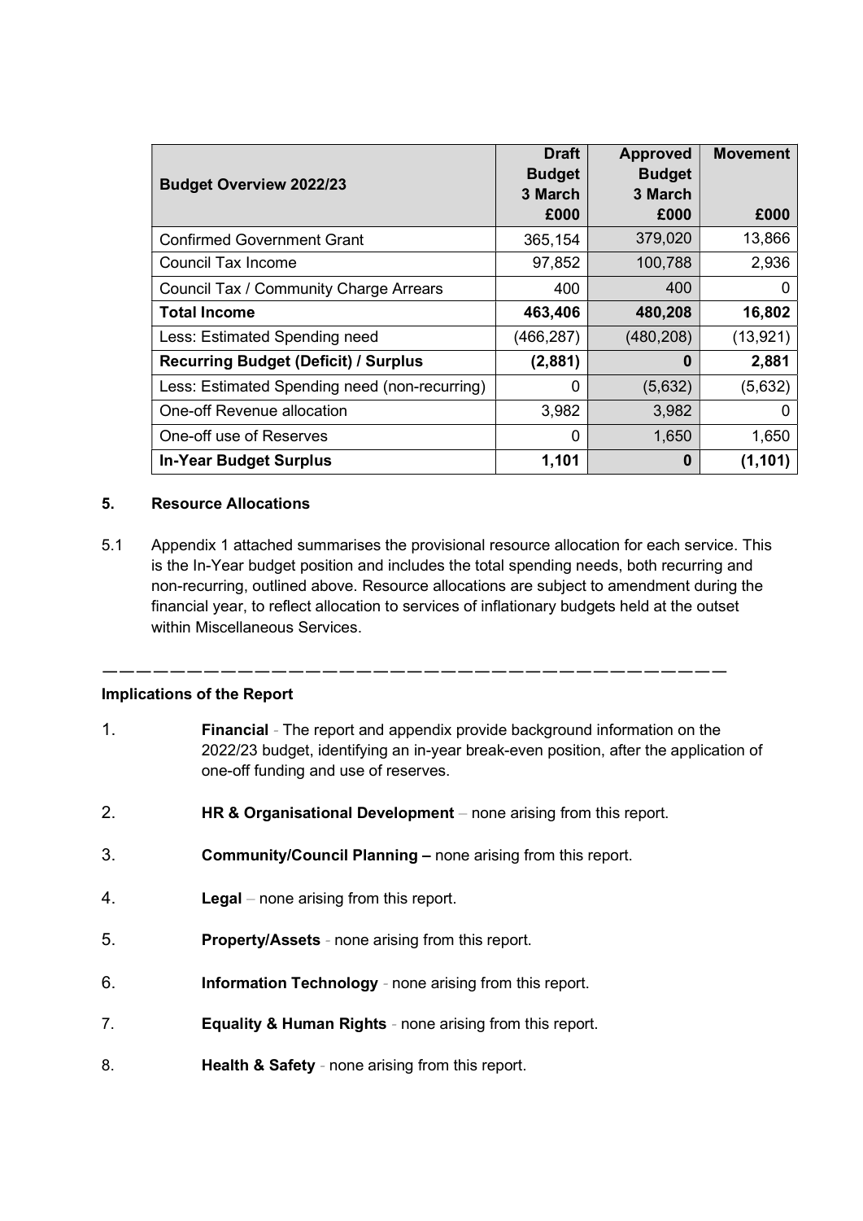| Budget Overview 2022/23 | Draft Budget 3 March £000 | Approved Budget 3 March £000 | Movement £000 |
|---|---|---|---|
| Confirmed Government Grant | 365,154 | 379,020 | 13,866 |
| Council Tax Income | 97,852 | 100,788 | 2,936 |
| Council Tax / Community Charge Arrears | 400 | 400 | 0 |
| **Total Income** | **463,406** | **480,208** | **16,802** |
| Less: Estimated Spending need | (466,287) | (480,208) | (13,921) |
| **Recurring Budget (Deficit) / Surplus** | **(2,881)** | **0** | **2,881** |
| Less: Estimated Spending need (non-recurring) | 0 | (5,632) | (5,632) |
| One-off Revenue allocation | 3,982 | 3,982 | 0 |
| One-off use of Reserves | 0 | 1,650 | 1,650 |
| **In-Year Budget Surplus** | **1,101** | **0** | **(1,101)** |

### 5. Resource Allocations

5.1 Appendix 1 attached summarises the provisional resource allocation for each service. This is the In-Year budget position and includes the total spending needs, both recurring and non-recurring, outlined above. Resource allocations are subject to amendment during the financial year, to reflect allocation to services of inflationary budgets held at the outset within Miscellaneous Services.

---

**Implications of the Report**

1. **Financial** - The report and appendix provide background information on the 2022/23 budget, identifying an in-year break-even position, after the application of one-off funding and use of reserves.
2. **HR & Organisational Development** – none arising from this report.
3. **Community/Council Planning –** none arising from this report.
4. **Legal** – none arising from this report.
5. **Property/Assets** - none arising from this report.
6. **Information Technology** - none arising from this report.
7. **Equality & Human Rights** - none arising from this report.
8. **Health & Safety** - none arising from this report.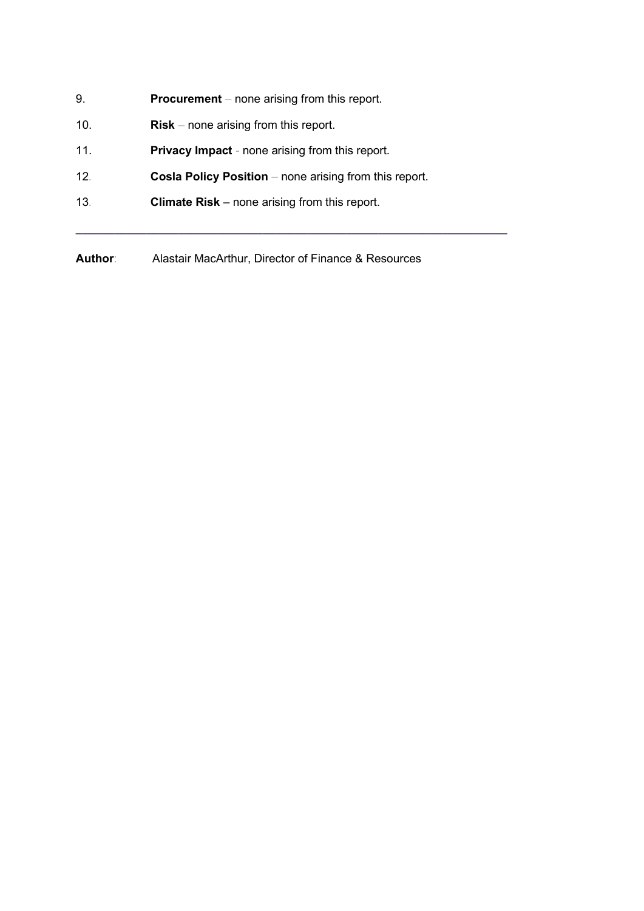9. **Procurement** – none arising from this report.

10. **Risk** – none arising from this report.

11. **Privacy Impact** - none arising from this report.

12. **Cosla Policy Position** – none arising from this report.

13. **Climate Risk** – none arising from this report.

---

**Author**: Alastair MacArthur, Director of Finance & Resources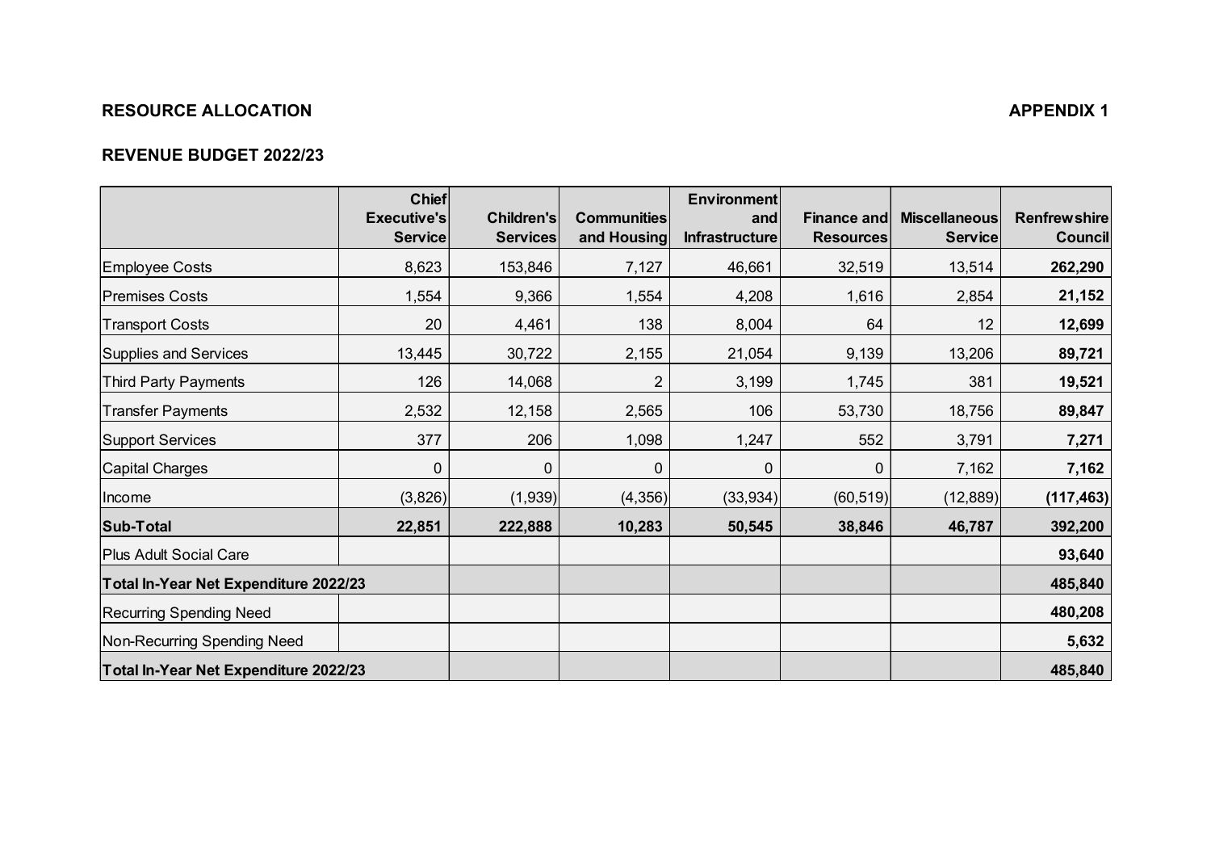**RESOURCE ALLOCATION** **APPENDIX 1**

**REVENUE BUDGET 2022/23**

| | Chief Executive's Service | Children's Services | Communities and Housing | Environment and Infrastructure | Finance and Resources | Miscellaneous Service | Renfrewshire Council |
|---|---|---|---|---|---|---|---|
| Employee Costs | 8,623 | 153,846 | 7,127 | 46,661 | 32,519 | 13,514 | **262,290** |
| Premises Costs | 1,554 | 9,366 | 1,554 | 4,208 | 1,616 | 2,854 | **21,152** |
| Transport Costs | 20 | 4,461 | 138 | 8,004 | 64 | 12 | **12,699** |
| Supplies and Services | 13,445 | 30,722 | 2,155 | 21,054 | 9,139 | 13,206 | **89,721** |
| Third Party Payments | 126 | 14,068 | 2 | 3,199 | 1,745 | 381 | **19,521** |
| Transfer Payments | 2,532 | 12,158 | 2,565 | 106 | 53,730 | 18,756 | **89,847** |
| Support Services | 377 | 206 | 1,098 | 1,247 | 552 | 3,791 | **7,271** |
| Capital Charges | 0 | 0 | 0 | 0 | 0 | 7,162 | **7,162** |
| Income | (3,826) | (1,939) | (4,356) | (33,934) | (60,519) | (12,889) | **(117,463)** |
| **Sub-Total** | **22,851** | **222,888** | **10,283** | **50,545** | **38,846** | **46,787** | **392,200** |
| Plus Adult Social Care | | | | | | | **93,640** |
| **Total In-Year Net Expenditure 2022/23** | | | | | | | **485,840** |
| Recurring Spending Need | | | | | | | **480,208** |
| Non-Recurring Spending Need | | | | | | | **5,632** |
| **Total In-Year Net Expenditure 2022/23** | | | | | | | **485,840** |